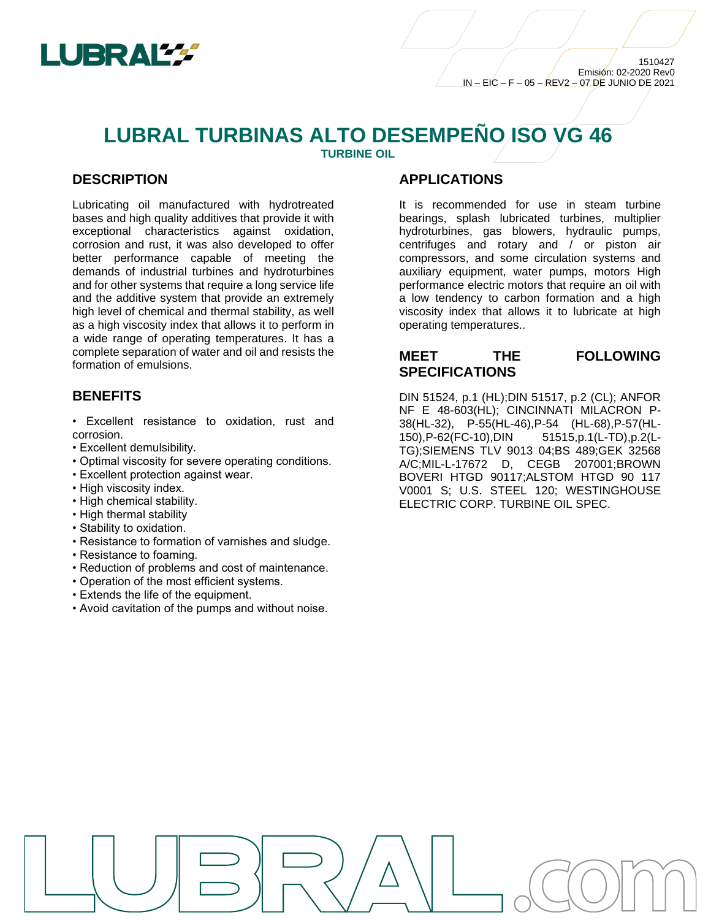1510427
Emisión: 02-2020 Rev0
IN – EIC – F – 05 – REV2 – 07 DE JUNIO DE 2021

# LUBRAL TURBINAS ALTO DESEMPEÑO ISO VG 46

**TURBINE OIL**

## DESCRIPTION

Lubricating oil manufactured with hydrotreated bases and high quality additives that provide it with exceptional characteristics against oxidation, corrosion and rust, it was also developed to offer better performance capable of meeting the demands of industrial turbines and hydroturbines and for other systems that require a long service life and the additive system that provide an extremely high level of chemical and thermal stability, as well as a high viscosity index that allows it to perform in a wide range of operating temperatures. It has a complete separation of water and oil and resists the formation of emulsions.

## BENEFITS

- Excellent resistance to oxidation, rust and corrosion.
- Excellent demulsibility.
- Optimal viscosity for severe operating conditions.
- Excellent protection against wear.
- High viscosity index.
- High chemical stability.
- High thermal stability
- Stability to oxidation.
- Resistance to formation of varnishes and sludge.
- Resistance to foaming.
- Reduction of problems and cost of maintenance.
- Operation of the most efficient systems.
- Extends the life of the equipment.
- Avoid cavitation of the pumps and without noise.

## APPLICATIONS

It is recommended for use in steam turbine bearings, splash lubricated turbines, multiplier hydroturbines, gas blowers, hydraulic pumps, centrifuges and rotary and / or piston air compressors, and some circulation systems and auxiliary equipment, water pumps, motors High performance electric motors that require an oil with a low tendency to carbon formation and a high viscosity index that allows it to lubricate at high operating temperatures..

## MEET THE FOLLOWING SPECIFICATIONS

DIN 51524, p.1 (HL);DIN 51517, p.2 (CL); ANFOR NF E 48-603(HL); CINCINNATI MILACRON P-38(HL-32), P-55(HL-46),P-54 (HL-68),P-57(HL-150),P-62(FC-10),DIN 51515,p.1(L-TD),p.2(L-TG);SIEMENS TLV 9013 04;BS 489;GEK 32568 A/C;MIL-L-17672 D, CEGB 207001;BROWN BOVERI HTGD 90117;ALSTOM HTGD 90 117 V0001 S; U.S. STEEL 120; WESTINGHOUSE ELECTRIC CORP. TURBINE OIL SPEC.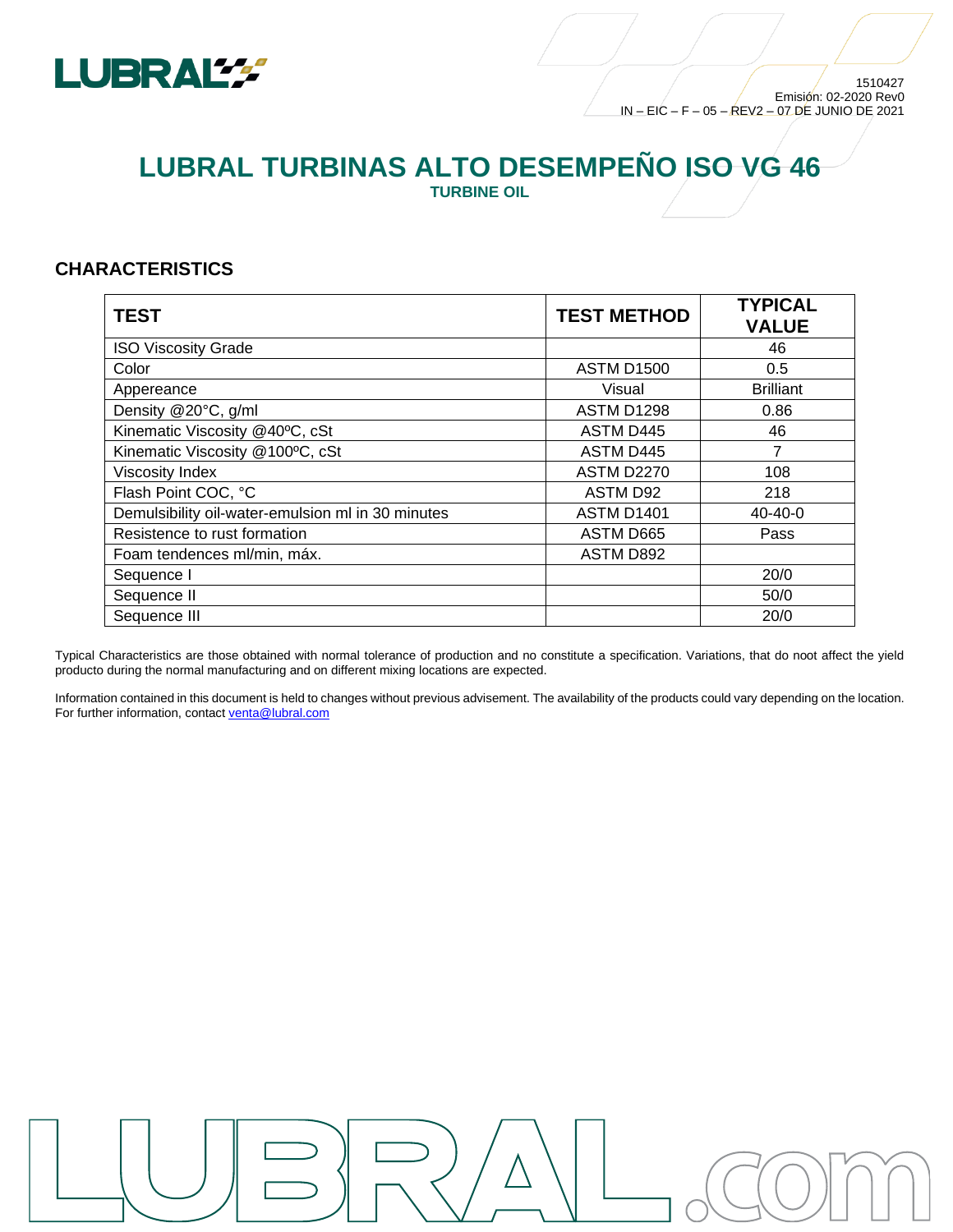1510427
Emisión: 02-2020 Rev0
IN – EIC – F – 05 – REV2 – 07 DE JUNIO DE 2021

# LUBRAL TURBINAS ALTO DESEMPEÑO ISO VG 46

**TURBINE OIL**

## CHARACTERISTICS

| TEST | TEST METHOD | TYPICAL VALUE |
|---|---|---|
| ISO Viscosity Grade | | 46 |
| Color | ASTM D1500 | 0.5 |
| Appereance | Visual | Brilliant |
| Density @20°C, g/ml | ASTM D1298 | 0.86 |
| Kinematic Viscosity @40ºC, cSt | ASTM D445 | 46 |
| Kinematic Viscosity @100ºC, cSt | ASTM D445 | 7 |
| Viscosity Index | ASTM D2270 | 108 |
| Flash Point COC, °C | ASTM D92 | 218 |
| Demulsibility oil-water-emulsion ml in 30 minutes | ASTM D1401 | 40-40-0 |
| Resistence to rust formation | ASTM D665 | Pass |
| Foam tendences ml/min, máx. | ASTM D892 | |
| Sequence I | | 20/0 |
| Sequence II | | 50/0 |
| Sequence III | | 20/0 |

Typical Characteristics are those obtained with normal tolerance of production and no constitute a specification. Variations, that do noot affect the yield producto during the normal manufacturing and on different mixing locations are expected.

Information contained in this document is held to changes without previous advisement. The availability of the products could vary depending on the location. For further information, contact venta@lubral.com